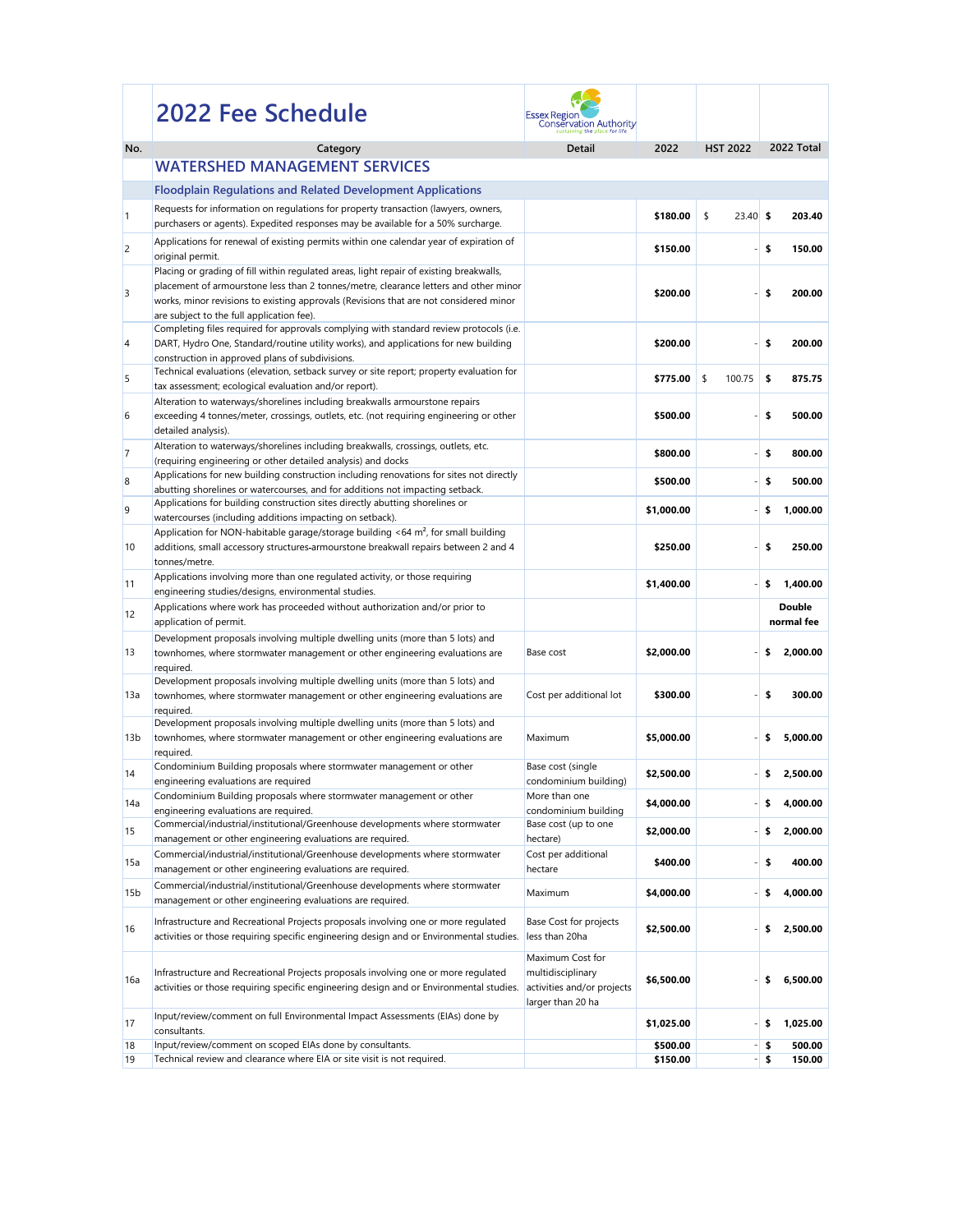# 2022 Fee Schedule

| No. | Category | Detail | 2022 | HST 2022 | 2022 Total |
|---|---|---|---|---|---|
| | **WATERSHED MANAGEMENT SERVICES** | | | | |
| | **Floodplain Regulations and Related Development Applications** | | | | |
| 1 | Requests for information on regulations for property transaction (lawyers, owners, purchasers or agents). Expedited responses may be available for a 50% surcharge. | | **$180.00** | $ 23.40 | **$ 203.40** |
| 2 | Applications for renewal of existing permits within one calendar year of expiration of original permit. | | **$150.00** | - | **$ 150.00** |
| 3 | Placing or grading of fill within regulated areas, light repair of existing breakwalls, placement of armourstone less than 2 tonnes/metre, clearance letters and other minor works, minor revisions to existing approvals (Revisions that are not considered minor are subject to the full application fee). | | **$200.00** | - | **$ 200.00** |
| 4 | Completing files required for approvals complying with standard review protocols (i.e. DART, Hydro One, Standard/routine utility works), and applications for new building construction in approved plans of subdivisions. | | **$200.00** | - | **$ 200.00** |
| 5 | Technical evaluations (elevation, setback survey or site report; property evaluation for tax assessment; ecological evaluation and/or report). | | **$775.00** | $ 100.75 | **$ 875.75** |
| 6 | Alteration to waterways/shorelines including breakwalls armourstone repairs exceeding 4 tonnes/meter, crossings, outlets, etc. (not requiring engineering or other detailed analysis). | | **$500.00** | - | **$ 500.00** |
| 7 | Alteration to waterways/shorelines including breakwalls, crossings, outlets, etc. (requiring engineering or other detailed analysis) and docks | | **$800.00** | - | **$ 800.00** |
| 8 | Applications for new building construction including renovations for sites not directly abutting shorelines or watercourses, and for additions not impacting setback. | | **$500.00** | - | **$ 500.00** |
| 9 | Applications for building construction sites directly abutting shorelines or watercourses (including additions impacting on setback). | | **$1,000.00** | - | **$ 1,000.00** |
| 10 | Application for NON-habitable garage/storage building <64 m², for small building additions, small accessory structures-armourstone breakwall repairs between 2 and 4 tonnes/metre. | | **$250.00** | - | **$ 250.00** |
| 11 | Applications involving more than one regulated activity, or those requiring engineering studies/designs, environmental studies. | | **$1,400.00** | - | **$ 1,400.00** |
| 12 | Applications where work has proceeded without authorization and/or prior to application of permit. | | | | **Double normal fee** |
| 13 | Development proposals involving multiple dwelling units (more than 5 lots) and townhomes, where stormwater management or other engineering evaluations are required. | Base cost | **$2,000.00** | - | **$ 2,000.00** |
| 13a | Development proposals involving multiple dwelling units (more than 5 lots) and townhomes, where stormwater management or other engineering evaluations are required. | Cost per additional lot | **$300.00** | - | **$ 300.00** |
| 13b | Development proposals involving multiple dwelling units (more than 5 lots) and townhomes, where stormwater management or other engineering evaluations are required. | Maximum | **$5,000.00** | - | **$ 5,000.00** |
| 14 | Condominium Building proposals where stormwater management or other engineering evaluations are required | Base cost (single condominium building) | **$2,500.00** | - | **$ 2,500.00** |
| 14a | Condominium Building proposals where stormwater management or other engineering evaluations are required. | More than one condominium building | **$4,000.00** | - | **$ 4,000.00** |
| 15 | Commercial/industrial/institutional/Greenhouse developments where stormwater management or other engineering evaluations are required. | Base cost (up to one hectare) | **$2,000.00** | - | **$ 2,000.00** |
| 15a | Commercial/industrial/institutional/Greenhouse developments where stormwater management or other engineering evaluations are required. | Cost per additional hectare | **$400.00** | - | **$ 400.00** |
| 15b | Commercial/industrial/institutional/Greenhouse developments where stormwater management or other engineering evaluations are required. | Maximum | **$4,000.00** | - | **$ 4,000.00** |
| 16 | Infrastructure and Recreational Projects proposals involving one or more regulated activities or those requiring specific engineering design and or Environmental studies. | Base Cost for projects less than 20ha | **$2,500.00** | - | **$ 2,500.00** |
| 16a | Infrastructure and Recreational Projects proposals involving one or more regulated activities or those requiring specific engineering design and or Environmental studies. | Maximum Cost for multidisciplinary activities and/or projects larger than 20 ha | **$6,500.00** | - | **$ 6,500.00** |
| 17 | Input/review/comment on full Environmental Impact Assessments (EIAs) done by consultants. | | **$1,025.00** | - | **$ 1,025.00** |
| 18 | Input/review/comment on scoped EIAs done by consultants. | | **$500.00** | - | **$ 500.00** |
| 19 | Technical review and clearance where EIA or site visit is not required. | | **$150.00** | - | **$ 150.00** |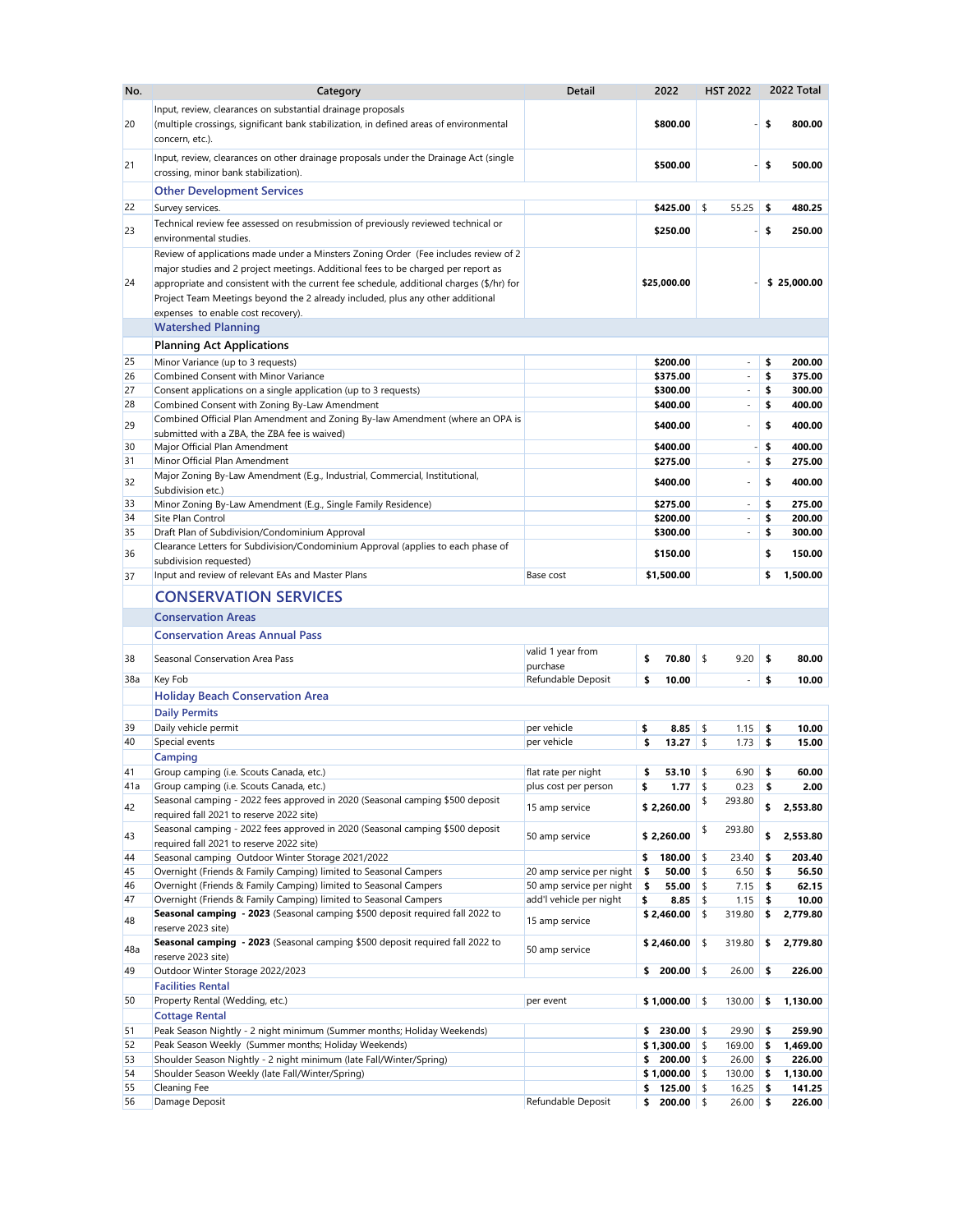| No. | Category | Detail | 2022 | HST 2022 | 2022 Total |
|---|---|---|---|---|---|
| 20 | Input, review, clearances on substantial drainage proposals (multiple crossings, significant bank stabilization, in defined areas of environmental concern, etc.). | | **$800.00** | - | **$ 800.00** |
| 21 | Input, review, clearances on other drainage proposals under the Drainage Act (single crossing, minor bank stabilization). | | **$500.00** | - | **$ 500.00** |
| | **Other Development Services** | | | | |
| 22 | Survey services. | | **$425.00** | $ 55.25 | **$ 480.25** |
| 23 | Technical review fee assessed on resubmission of previously reviewed technical or environmental studies. | | **$250.00** | - | **$ 250.00** |
| 24 | Review of applications made under a Minsters Zoning Order (Fee includes review of 2 major studies and 2 project meetings. Additional fees to be charged per report as appropriate and consistent with the current fee schedule, additional charges ($/hr) for Project Team Meetings beyond the 2 already included, plus any other additional expenses to enable cost recovery). | | **$25,000.00** | - | **$ 25,000.00** |
| | **Watershed Planning** | | | | |
| | **Planning Act Applications** | | | | |
| 25 | Minor Variance (up to 3 requests) | | **$200.00** | - | **$ 200.00** |
| 26 | Combined Consent with Minor Variance | | **$375.00** | - | **$ 375.00** |
| 27 | Consent applications on a single application (up to 3 requests) | | **$300.00** | - | **$ 300.00** |
| 28 | Combined Consent with Zoning By-Law Amendment | | **$400.00** | - | **$ 400.00** |
| 29 | Combined Official Plan Amendment and Zoning By-law Amendment (where an OPA is submitted with a ZBA, the ZBA fee is waived) | | **$400.00** | - | **$ 400.00** |
| 30 | Major Official Plan Amendment | | **$400.00** | - | **$ 400.00** |
| 31 | Minor Official Plan Amendment | | **$275.00** | - | **$ 275.00** |
| 32 | Major Zoning By-Law Amendment (E.g., Industrial, Commercial, Institutional, Subdivision etc.) | | **$400.00** | - | **$ 400.00** |
| 33 | Minor Zoning By-Law Amendment (E.g., Single Family Residence) | | **$275.00** | - | **$ 275.00** |
| 34 | Site Plan Control | | **$200.00** | - | **$ 200.00** |
| 35 | Draft Plan of Subdivision/Condominium Approval | | **$300.00** | - | **$ 300.00** |
| 36 | Clearance Letters for Subdivision/Condominium Approval (applies to each phase of subdivision requested) | | **$150.00** | | **$ 150.00** |
| 37 | Input and review of relevant EAs and Master Plans | Base cost | **$1,500.00** | | **$ 1,500.00** |
| | **CONSERVATION SERVICES** | | | | |
| | **Conservation Areas** | | | | |
| | **Conservation Areas Annual Pass** | | | | |
| 38 | Seasonal Conservation Area Pass | valid 1 year from purchase | **$ 70.80** | $ 9.20 | **$ 80.00** |
| 38a | Key Fob | Refundable Deposit | **$ 10.00** | - | **$ 10.00** |
| | **Holiday Beach Conservation Area** | | | | |
| | **Daily Permits** | | | | |
| 39 | Daily vehicle permit | per vehicle | **$ 8.85** | $ 1.15 | **$ 10.00** |
| 40 | Special events | per vehicle | **$ 13.27** | $ 1.73 | **$ 15.00** |
| | **Camping** | | | | |
| 41 | Group camping (i.e. Scouts Canada, etc.) | flat rate per night | **$ 53.10** | $ 6.90 | **$ 60.00** |
| 41a | Group camping (i.e. Scouts Canada, etc.) | plus cost per person | **$ 1.77** | $ 0.23 | **$ 2.00** |
| 42 | Seasonal camping - 2022 fees approved in 2020 (Seasonal camping $500 deposit required fall 2021 to reserve 2022 site) | 15 amp service | **$ 2,260.00** | $ 293.80 | **$ 2,553.80** |
| 43 | Seasonal camping - 2022 fees approved in 2020 (Seasonal camping $500 deposit required fall 2021 to reserve 2022 site) | 50 amp service | **$ 2,260.00** | $ 293.80 | **$ 2,553.80** |
| 44 | Seasonal camping Outdoor Winter Storage 2021/2022 | | **$ 180.00** | $ 23.40 | **$ 203.40** |
| 45 | Overnight (Friends & Family Camping) limited to Seasonal Campers | 20 amp service per night | **$ 50.00** | $ 6.50 | **$ 56.50** |
| 46 | Overnight (Friends & Family Camping) limited to Seasonal Campers | 50 amp service per night | **$ 55.00** | $ 7.15 | **$ 62.15** |
| 47 | Overnight (Friends & Family Camping) limited to Seasonal Campers | add'l vehicle per night | **$ 8.85** | $ 1.15 | **$ 10.00** |
| 48 | **Seasonal camping - 2023** (Seasonal camping $500 deposit required fall 2022 to reserve 2023 site) | 15 amp service | **$ 2,460.00** | $ 319.80 | **$ 2,779.80** |
| 48a | **Seasonal camping - 2023** (Seasonal camping $500 deposit required fall 2022 to reserve 2023 site) | 50 amp service | **$ 2,460.00** | $ 319.80 | **$ 2,779.80** |
| 49 | Outdoor Winter Storage 2022/2023 | | **$ 200.00** | $ 26.00 | **$ 226.00** |
| | **Facilities Rental** | | | | |
| 50 | Property Rental (Wedding, etc.) | per event | **$ 1,000.00** | $ 130.00 | **$ 1,130.00** |
| | **Cottage Rental** | | | | |
| 51 | Peak Season Nightly - 2 night minimum (Summer months; Holiday Weekends) | | **$ 230.00** | $ 29.90 | **$ 259.90** |
| 52 | Peak Season Weekly (Summer months; Holiday Weekends) | | **$ 1,300.00** | $ 169.00 | **$ 1,469.00** |
| 53 | Shoulder Season Nightly - 2 night minimum (late Fall/Winter/Spring) | | **$ 200.00** | $ 26.00 | **$ 226.00** |
| 54 | Shoulder Season Weekly (late Fall/Winter/Spring) | | **$ 1,000.00** | $ 130.00 | **$ 1,130.00** |
| 55 | Cleaning Fee | | **$ 125.00** | $ 16.25 | **$ 141.25** |
| 56 | Damage Deposit | Refundable Deposit | **$ 200.00** | $ 26.00 | **$ 226.00** |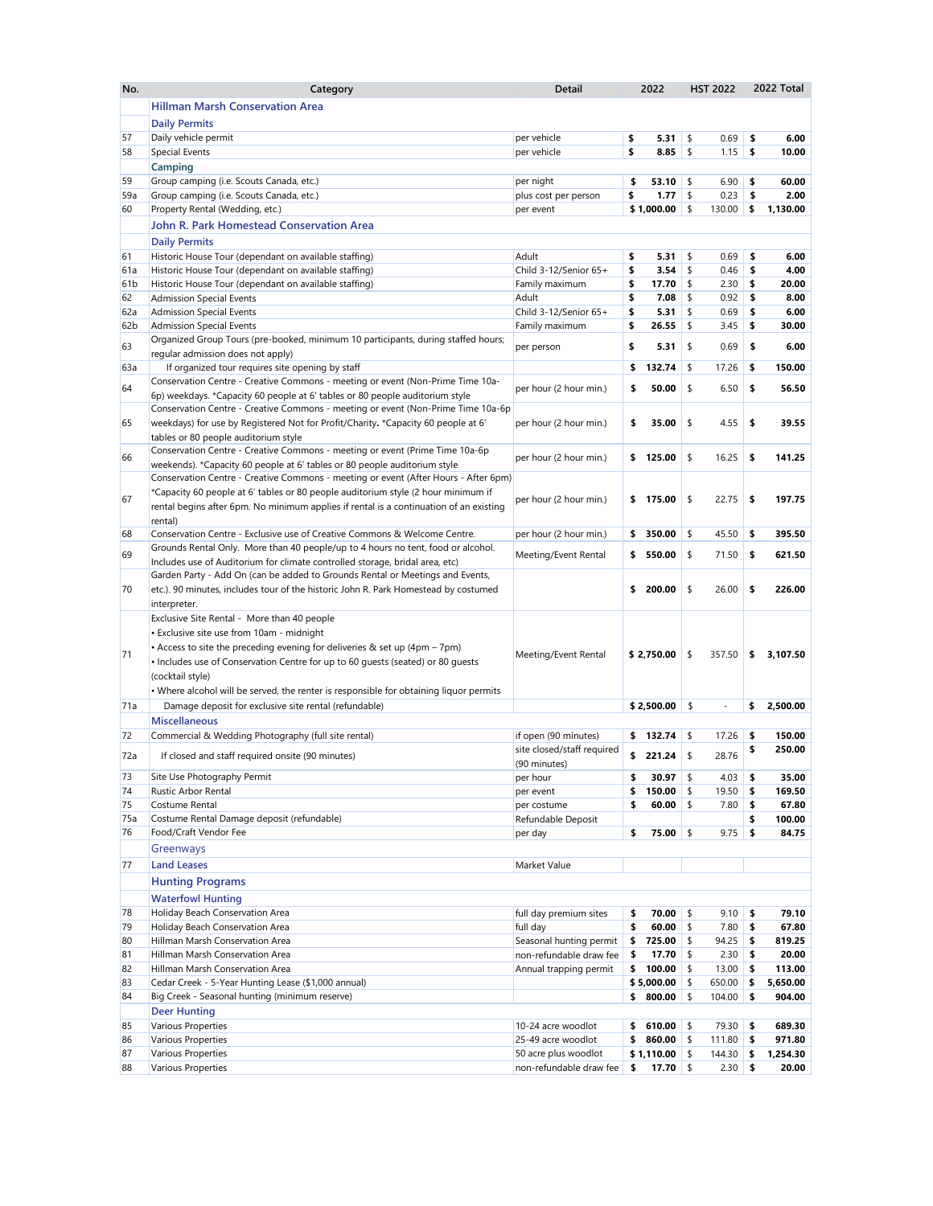| No. | Category | Detail | 2022 | HST 2022 | 2022 Total |
|---|---|---|---|---|---|
| | **Hillman Marsh Conservation Area** | | | | |
| | **Daily Permits** | | | | |
| 57 | Daily vehicle permit | per vehicle | $ 5.31 | $ 0.69 | $ 6.00 |
| 58 | Special Events | per vehicle | $ 8.85 | $ 1.15 | $ 10.00 |
| | **Camping** | | | | |
| 59 | Group camping (i.e. Scouts Canada, etc.) | per night | $ 53.10 | $ 6.90 | $ 60.00 |
| 59a | Group camping (i.e. Scouts Canada, etc.) | plus cost per person | $ 1.77 | $ 0.23 | $ 2.00 |
| 60 | Property Rental (Wedding, etc.) | per event | $ 1,000.00 | $ 130.00 | $ 1,130.00 |
| | **John R. Park Homestead Conservation Area** | | | | |
| | **Daily Permits** | | | | |
| 61 | Historic House Tour (dependant on available staffing) | Adult | $ 5.31 | $ 0.69 | $ 6.00 |
| 61a | Historic House Tour (dependant on available staffing) | Child 3-12/Senior 65+ | $ 3.54 | $ 0.46 | $ 4.00 |
| 61b | Historic House Tour (dependant on available staffing) | Family maximum | $ 17.70 | $ 2.30 | $ 20.00 |
| 62 | Admission Special Events | Adult | $ 7.08 | $ 0.92 | $ 8.00 |
| 62a | Admission Special Events | Child 3-12/Senior 65+ | $ 5.31 | $ 0.69 | $ 6.00 |
| 62b | Admission Special Events | Family maximum | $ 26.55 | $ 3.45 | $ 30.00 |
| 63 | Organized Group Tours (pre-booked, minimum 10 participants, during staffed hours; regular admission does not apply) | per person | $ 5.31 | $ 0.69 | $ 6.00 |
| 63a | If organized tour requires site opening by staff | | $ 132.74 | $ 17.26 | $ 150.00 |
| 64 | Conservation Centre - Creative Commons - meeting or event (Non-Prime Time 10a-6p) weekdays. *Capacity 60 people at 6' tables or 80 people auditorium style | per hour (2 hour min.) | $ 50.00 | $ 6.50 | $ 56.50 |
| 65 | Conservation Centre - Creative Commons - meeting or event (Non-Prime Time 10a-6p weekdays) for use by Registered Not for Profit/Charity. *Capacity 60 people at 6' tables or 80 people auditorium style | per hour (2 hour min.) | $ 35.00 | $ 4.55 | $ 39.55 |
| 66 | Conservation Centre - Creative Commons - meeting or event (Prime Time 10a-6p weekends). *Capacity 60 people at 6' tables or 80 people auditorium style | per hour (2 hour min.) | $ 125.00 | $ 16.25 | $ 141.25 |
| 67 | Conservation Centre - Creative Commons - meeting or event (After Hours - After 6pm) *Capacity 60 people at 6' tables or 80 people auditorium style (2 hour minimum if rental begins after 6pm. No minimum applies if rental is a continuation of an existing rental) | per hour (2 hour min.) | $ 175.00 | $ 22.75 | $ 197.75 |
| 68 | Conservation Centre - Exclusive use of Creative Commons & Welcome Centre. | per hour (2 hour min.) | $ 350.00 | $ 45.50 | $ 395.50 |
| 69 | Grounds Rental Only. More than 40 people/up to 4 hours no tent, food or alcohol. Includes use of Auditorium for climate controlled storage, bridal area, etc) | Meeting/Event Rental | $ 550.00 | $ 71.50 | $ 621.50 |
| 70 | Garden Party - Add On (can be added to Grounds Rental or Meetings and Events, etc.). 90 minutes, includes tour of the historic John R. Park Homestead by costumed interpreter. | | $ 200.00 | $ 26.00 | $ 226.00 |
| 71 | Exclusive Site Rental - More than 40 people<br>• Exclusive site use from 10am - midnight<br>• Access to site the preceding evening for deliveries & set up (4pm – 7pm)<br>• Includes use of Conservation Centre for up to 60 guests (seated) or 80 guests (cocktail style)<br>• Where alcohol will be served, the renter is responsible for obtaining liquor permits | Meeting/Event Rental | $ 2,750.00 | $ 357.50 | $ 3,107.50 |
| 71a | Damage deposit for exclusive site rental (refundable) | | $ 2,500.00 | $ - | $ 2,500.00 |
| | **Miscellaneous** | | | | |
| 72 | Commercial & Wedding Photography (full site rental) | if open (90 minutes) | $ 132.74 | $ 17.26 | $ 150.00 |
| 72a | If closed and staff required onsite (90 minutes) | site closed/staff required (90 minutes) | $ 221.24 | $ 28.76 | $ 250.00 |
| 73 | Site Use Photography Permit | per hour | $ 30.97 | $ 4.03 | $ 35.00 |
| 74 | Rustic Arbor Rental | per event | $ 150.00 | $ 19.50 | $ 169.50 |
| 75 | Costume Rental | per costume | $ 60.00 | $ 7.80 | $ 67.80 |
| 75a | Costume Rental Damage deposit (refundable) | Refundable Deposit | | | $ 100.00 |
| 76 | Food/Craft Vendor Fee | per day | $ 75.00 | $ 9.75 | $ 84.75 |
| | **Greenways** | | | | |
| 77 | **Land Leases** | Market Value | | | |
| | **Hunting Programs** | | | | |
| | **Waterfowl Hunting** | | | | |
| 78 | Holiday Beach Conservation Area | full day premium sites | $ 70.00 | $ 9.10 | $ 79.10 |
| 79 | Holiday Beach Conservation Area | full day | $ 60.00 | $ 7.80 | $ 67.80 |
| 80 | Hillman Marsh Conservation Area | Seasonal hunting permit | $ 725.00 | $ 94.25 | $ 819.25 |
| 81 | Hillman Marsh Conservation Area | non-refundable draw fee | $ 17.70 | $ 2.30 | $ 20.00 |
| 82 | Hillman Marsh Conservation Area | Annual trapping permit | $ 100.00 | $ 13.00 | $ 113.00 |
| 83 | Cedar Creek - 5-Year Hunting Lease ($1,000 annual) | | $ 5,000.00 | $ 650.00 | $ 5,650.00 |
| 84 | Big Creek - Seasonal hunting (minimum reserve) | | $ 800.00 | $ 104.00 | $ 904.00 |
| | **Deer Hunting** | | | | |
| 85 | Various Properties | 10-24 acre woodlot | $ 610.00 | $ 79.30 | $ 689.30 |
| 86 | Various Properties | 25-49 acre woodlot | $ 860.00 | $ 111.80 | $ 971.80 |
| 87 | Various Properties | 50 acre plus woodlot | $ 1,110.00 | $ 144.30 | $ 1,254.30 |
| 88 | Various Properties | non-refundable draw fee | $ 17.70 | $ 2.30 | $ 20.00 |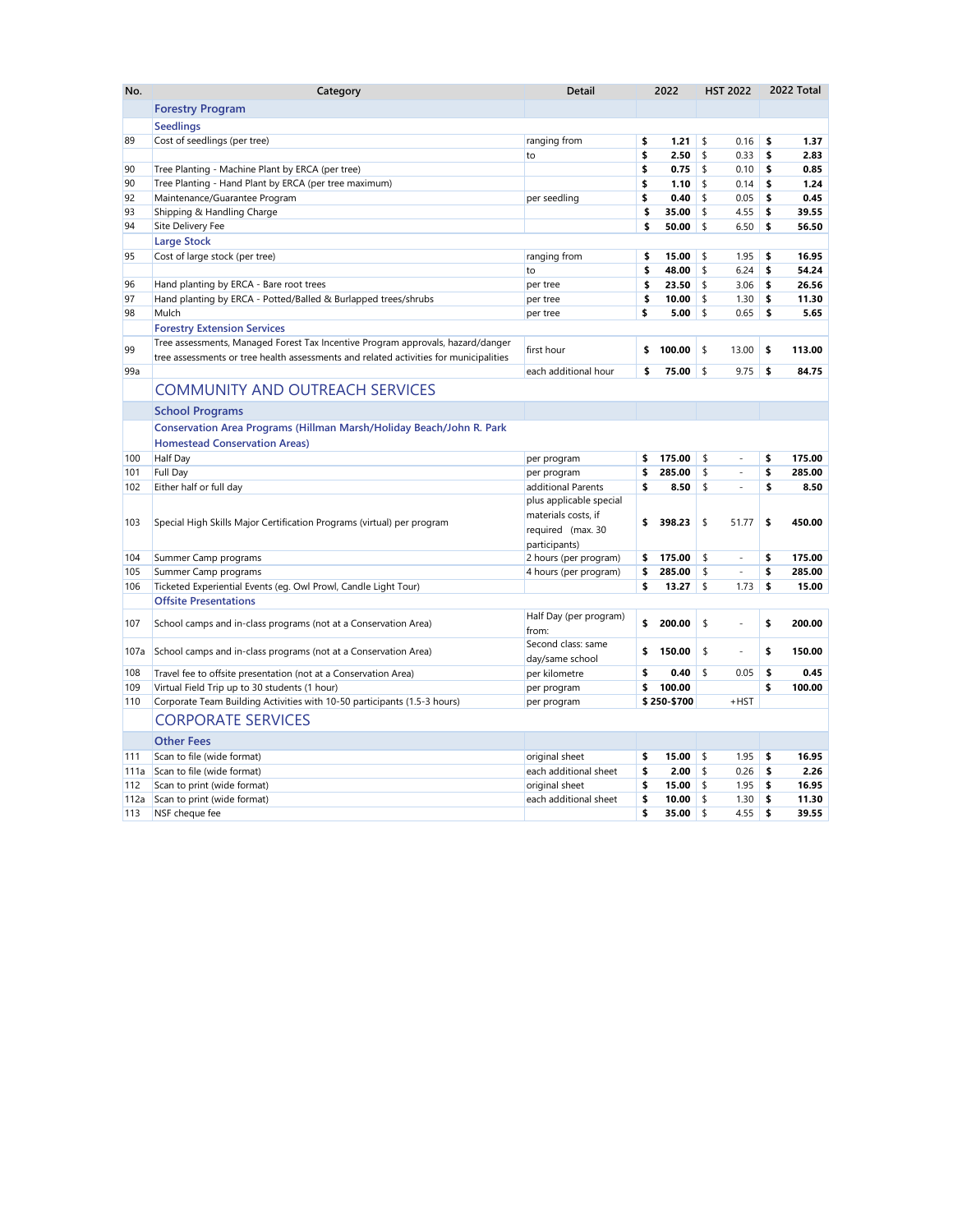| No. | Category | Detail | 2022 | HST 2022 | 2022 Total |
|---|---|---|---|---|---|
| | **Forestry Program** | | | | |
| | **Seedlings** | | | | |
| 89 | Cost of seedlings (per tree) | ranging from | **$ 1.21** | $ 0.16 | **$ 1.37** |
| | | to | **$ 2.50** | $ 0.33 | **$ 2.83** |
| 90 | Tree Planting - Machine Plant by ERCA (per tree) | | **$ 0.75** | $ 0.10 | **$ 0.85** |
| 90 | Tree Planting - Hand Plant by ERCA (per tree maximum) | | **$ 1.10** | $ 0.14 | **$ 1.24** |
| 92 | Maintenance/Guarantee Program | per seedling | **$ 0.40** | $ 0.05 | **$ 0.45** |
| 93 | Shipping & Handling Charge | | **$ 35.00** | $ 4.55 | **$ 39.55** |
| 94 | Site Delivery Fee | | **$ 50.00** | $ 6.50 | **$ 56.50** |
| | **Large Stock** | | | | |
| 95 | Cost of large stock (per tree) | ranging from | **$ 15.00** | $ 1.95 | **$ 16.95** |
| | | to | **$ 48.00** | $ 6.24 | **$ 54.24** |
| 96 | Hand planting by ERCA - Bare root trees | per tree | **$ 23.50** | $ 3.06 | **$ 26.56** |
| 97 | Hand planting by ERCA - Potted/Balled & Burlapped trees/shrubs | per tree | **$ 10.00** | $ 1.30 | **$ 11.30** |
| 98 | Mulch | per tree | **$ 5.00** | $ 0.65 | **$ 5.65** |
| | **Forestry Extension Services** | | | | |
| 99 | Tree assessments, Managed Forest Tax Incentive Program approvals, hazard/danger tree assessments or tree health assessments and related activities for municipalities | first hour | **$ 100.00** | $ 13.00 | **$ 113.00** |
| 99a | | each additional hour | **$ 75.00** | $ 9.75 | **$ 84.75** |
| | **COMMUNITY AND OUTREACH SERVICES** | | | | |
| | **School Programs** | | | | |
| | **Conservation Area Programs (Hillman Marsh/Holiday Beach/John R. Park Homestead Conservation Areas)** | | | | |
| 100 | Half Day | per program | **$ 175.00** | $ - | **$ 175.00** |
| 101 | Full Day | per program | **$ 285.00** | $ - | **$ 285.00** |
| 102 | Either half or full day | additional Parents | **$ 8.50** | $ - | **$ 8.50** |
| 103 | Special High Skills Major Certification Programs (virtual) per program | plus applicable special materials costs, if required (max. 30 participants) | **$ 398.23** | $ 51.77 | **$ 450.00** |
| 104 | Summer Camp programs | 2 hours (per program) | **$ 175.00** | $ - | **$ 175.00** |
| 105 | Summer Camp programs | 4 hours (per program) | **$ 285.00** | $ - | **$ 285.00** |
| 106 | Ticketed Experiential Events (eg. Owl Prowl, Candle Light Tour) | | **$ 13.27** | $ 1.73 | **$ 15.00** |
| | **Offsite Presentations** | | | | |
| 107 | School camps and in-class programs (not at a Conservation Area) | Half Day (per program) from: | **$ 200.00** | $ - | **$ 200.00** |
| 107a | School camps and in-class programs (not at a Conservation Area) | Second class: same day/same school | **$ 150.00** | $ - | **$ 150.00** |
| 108 | Travel fee to offsite presentation (not at a Conservation Area) | per kilometre | **$ 0.40** | $ 0.05 | **$ 0.45** |
| 109 | Virtual Field Trip up to 30 students (1 hour) | per program | **$ 100.00** | | **$ 100.00** |
| 110 | Corporate Team Building Activities with 10-50 participants (1.5-3 hours) | per program | **$ 250-$700** | +HST | |
| | **CORPORATE SERVICES** | | | | |
| | **Other Fees** | | | | |
| 111 | Scan to file (wide format) | original sheet | **$ 15.00** | $ 1.95 | **$ 16.95** |
| 111a | Scan to file (wide format) | each additional sheet | **$ 2.00** | $ 0.26 | **$ 2.26** |
| 112 | Scan to print (wide format) | original sheet | **$ 15.00** | $ 1.95 | **$ 16.95** |
| 112a | Scan to print (wide format) | each additional sheet | **$ 10.00** | $ 1.30 | **$ 11.30** |
| 113 | NSF cheque fee | | **$ 35.00** | $ 4.55 | **$ 39.55** |